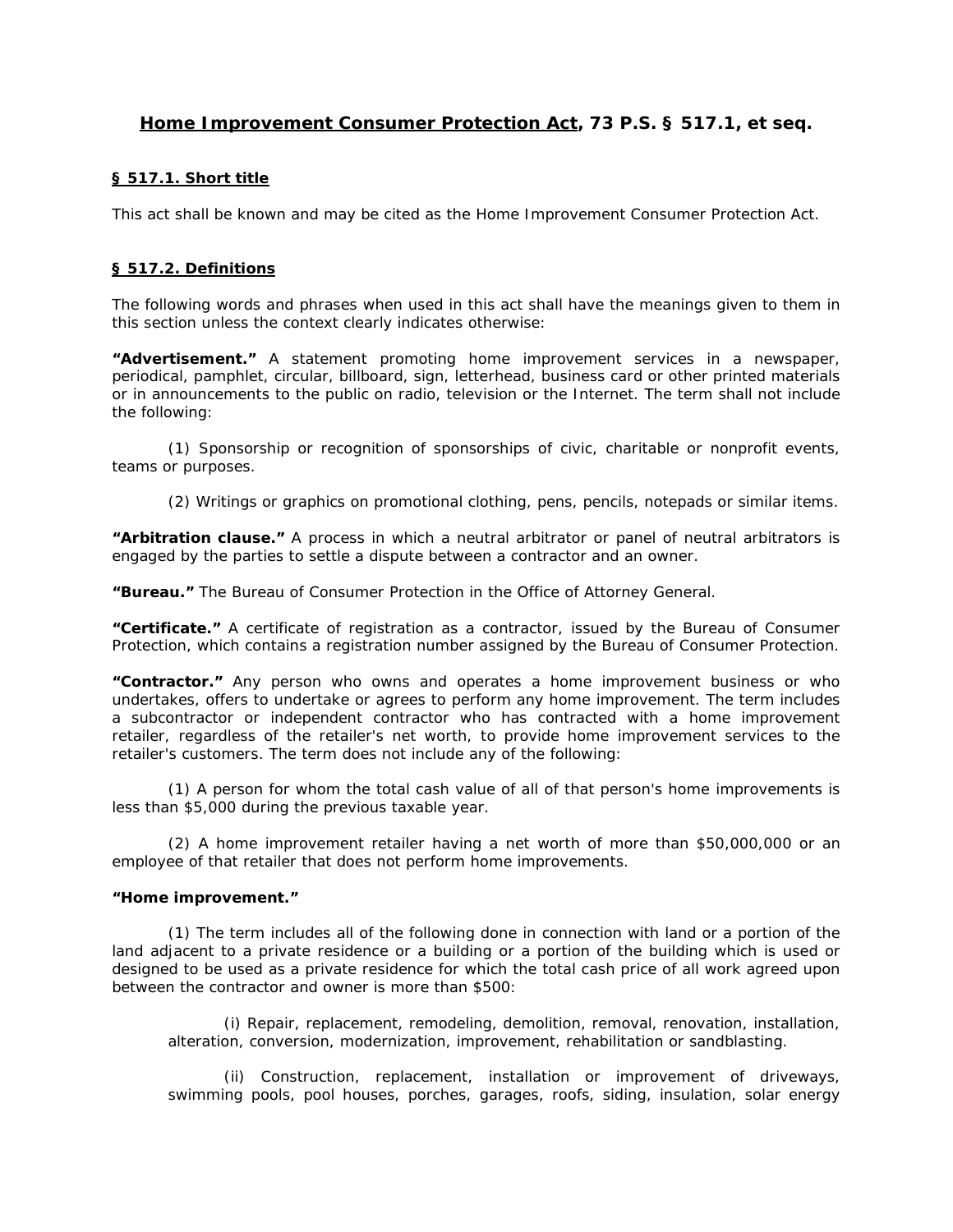# **Home Improvement Consumer Protection Act**, 73 P.S. § 517.1, et seq.

## § 517.1. Short title

This act shall be known and may be cited as the Home Improvement Consumer Protection Act.

## § 517.2. Definitions

The following words and phrases when used in this act shall have the meanings given to them in this section unless the context clearly indicates otherwise:

**"Advertisement."** A statement promoting home improvement services in a newspaper, periodical, pamphlet, circular, billboard, sign, letterhead, business card or other printed materials or in announcements to the public on radio, television or the Internet. The term shall not include the following:

(1) Sponsorship or recognition of sponsorships of civic, charitable or nonprofit events, teams or purposes.

(2) Writings or graphics on promotional clothing, pens, pencils, notepads or similar items.

**"Arbitration clause."** A process in which a neutral arbitrator or panel of neutral arbitrators is engaged by the parties to settle a dispute between a contractor and an owner.

**"Bureau."** The Bureau of Consumer Protection in the Office of Attorney General.

**"Certificate."** A certificate of registration as a contractor, issued by the Bureau of Consumer Protection, which contains a registration number assigned by the Bureau of Consumer Protection.

**"Contractor."** Any person who owns and operates a home improvement business or who undertakes, offers to undertake or agrees to perform any home improvement. The term includes a subcontractor or independent contractor who has contracted with a home improvement retailer, regardless of the retailer's net worth, to provide home improvement services to the retailer's customers. The term does not include any of the following:

(1) A person for whom the total cash value of all of that person's home improvements is less than $5,000 during the previous taxable year.

(2) A home improvement retailer having a net worth of more than $50,000,000 or an employee of that retailer that does not perform home improvements.

**"Home improvement."**

(1) The term includes all of the following done in connection with land or a portion of the land adjacent to a private residence or a building or a portion of the building which is used or designed to be used as a private residence for which the total cash price of all work agreed upon between the contractor and owner is more than $500:

(i) Repair, replacement, remodeling, demolition, removal, renovation, installation, alteration, conversion, modernization, improvement, rehabilitation or sandblasting.

(ii) Construction, replacement, installation or improvement of driveways, swimming pools, pool houses, porches, garages, roofs, siding, insulation, solar energy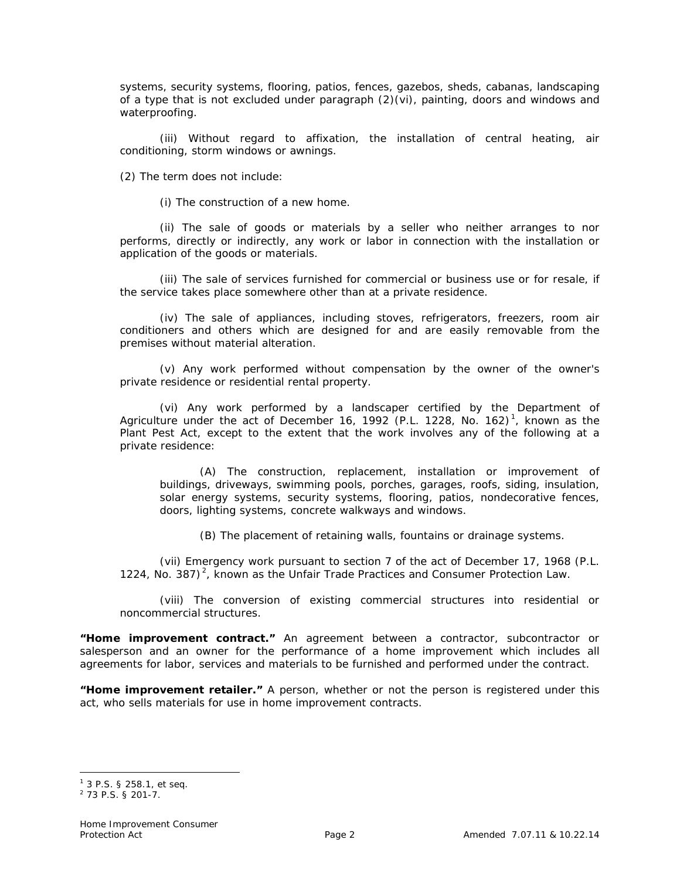systems, security systems, flooring, patios, fences, gazebos, sheds, cabanas, landscaping of a type that is not excluded under paragraph (2)(vi), painting, doors and windows and waterproofing.

(iii) Without regard to affixation, the installation of central heating, air conditioning, storm windows or awnings.

(2) The term does not include:

(i) The construction of a new home.

(ii) The sale of goods or materials by a seller who neither arranges to nor performs, directly or indirectly, any work or labor in connection with the installation or application of the goods or materials.

(iii) The sale of services furnished for commercial or business use or for resale, if the service takes place somewhere other than at a private residence.

(iv) The sale of appliances, including stoves, refrigerators, freezers, room air conditioners and others which are designed for and are easily removable from the premises without material alteration.

(v) Any work performed without compensation by the owner of the owner's private residence or residential rental property.

(vi) Any work performed by a landscaper certified by the Department of Agriculture under the act of December 16, 1992 (P.L. 1228, No. 162)[1], known as the Plant Pest Act, except to the extent that the work involves any of the following at a private residence:

(A) The construction, replacement, installation or improvement of buildings, driveways, swimming pools, porches, garages, roofs, siding, insulation, solar energy systems, security systems, flooring, patios, nondecorative fences, doors, lighting systems, concrete walkways and windows.

(B) The placement of retaining walls, fountains or drainage systems.

(vii) Emergency work pursuant to section 7 of the act of December 17, 1968 (P.L. 1224, No. 387)[2], known as the Unfair Trade Practices and Consumer Protection Law.

(viii) The conversion of existing commercial structures into residential or noncommercial structures.

**"Home improvement contract."** An agreement between a contractor, subcontractor or salesperson and an owner for the performance of a home improvement which includes all agreements for labor, services and materials to be furnished and performed under the contract.

**"Home improvement retailer."** A person, whether or not the person is registered under this act, who sells materials for use in home improvement contracts.

---

[1] 3 P.S. § 258.1, et seq.

[2] 73 P.S. § 201-7.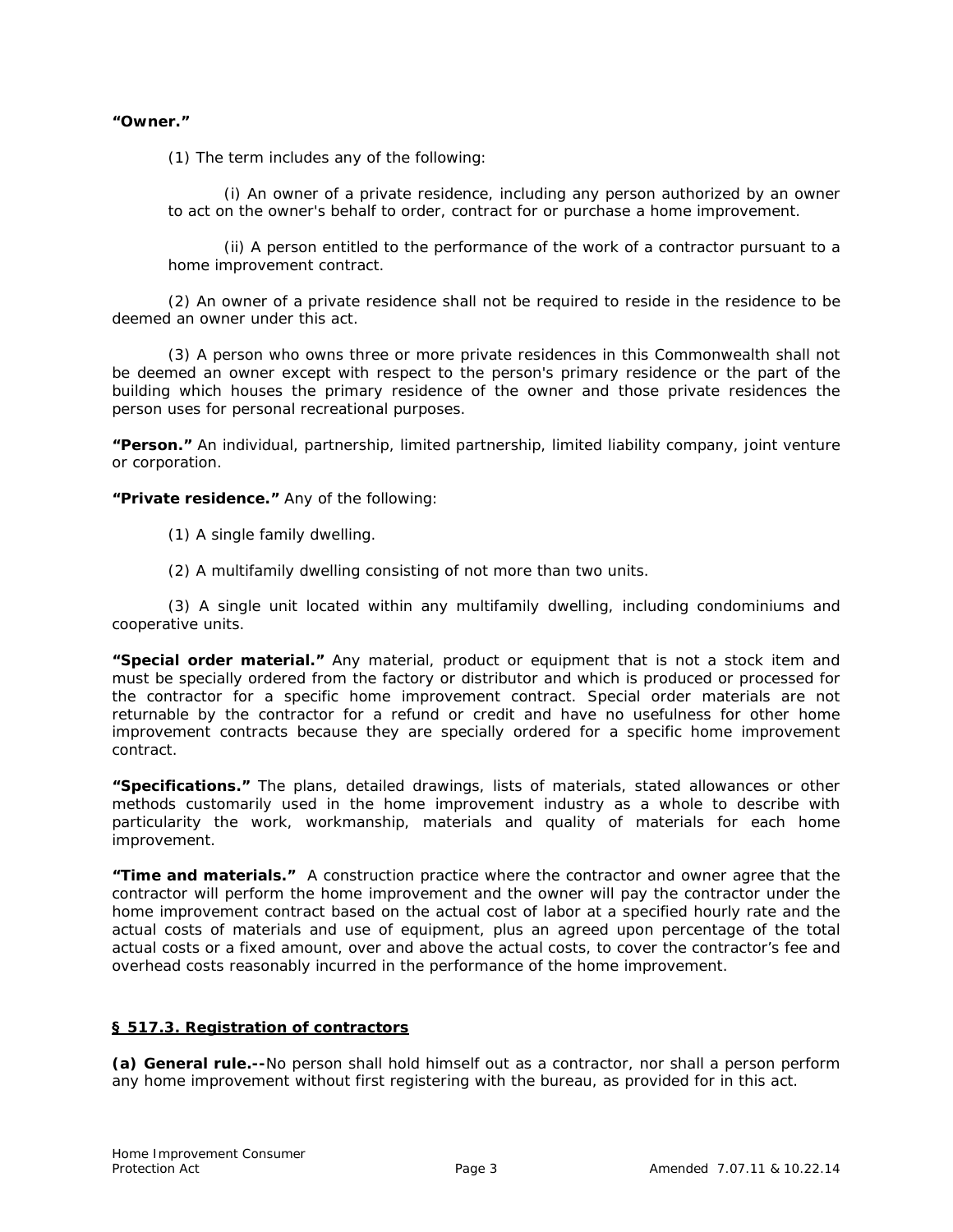**"Owner."**

(1) The term includes any of the following:

(i) An owner of a private residence, including any person authorized by an owner to act on the owner's behalf to order, contract for or purchase a home improvement.

(ii) A person entitled to the performance of the work of a contractor pursuant to a home improvement contract.

(2) An owner of a private residence shall not be required to reside in the residence to be deemed an owner under this act.

(3) A person who owns three or more private residences in this Commonwealth shall not be deemed an owner except with respect to the person's primary residence or the part of the building which houses the primary residence of the owner and those private residences the person uses for personal recreational purposes.

**"Person."** An individual, partnership, limited partnership, limited liability company, joint venture or corporation.

**"Private residence."** Any of the following:

(1) A single family dwelling.

(2) A multifamily dwelling consisting of not more than two units.

(3) A single unit located within any multifamily dwelling, including condominiums and cooperative units.

**"Special order material."** Any material, product or equipment that is not a stock item and must be specially ordered from the factory or distributor and which is produced or processed for the contractor for a specific home improvement contract. Special order materials are not returnable by the contractor for a refund or credit and have no usefulness for other home improvement contracts because they are specially ordered for a specific home improvement contract.

**"Specifications."** The plans, detailed drawings, lists of materials, stated allowances or other methods customarily used in the home improvement industry as a whole to describe with particularity the work, workmanship, materials and quality of materials for each home improvement.

**"Time and materials."** A construction practice where the contractor and owner agree that the contractor will perform the home improvement and the owner will pay the contractor under the home improvement contract based on the actual cost of labor at a specified hourly rate and the actual costs of materials and use of equipment, plus an agreed upon percentage of the total actual costs or a fixed amount, over and above the actual costs, to cover the contractor's fee and overhead costs reasonably incurred in the performance of the home improvement.

## § 517.3. Registration of contractors

**(a) General rule.--**No person shall hold himself out as a contractor, nor shall a person perform any home improvement without first registering with the bureau, as provided for in this act.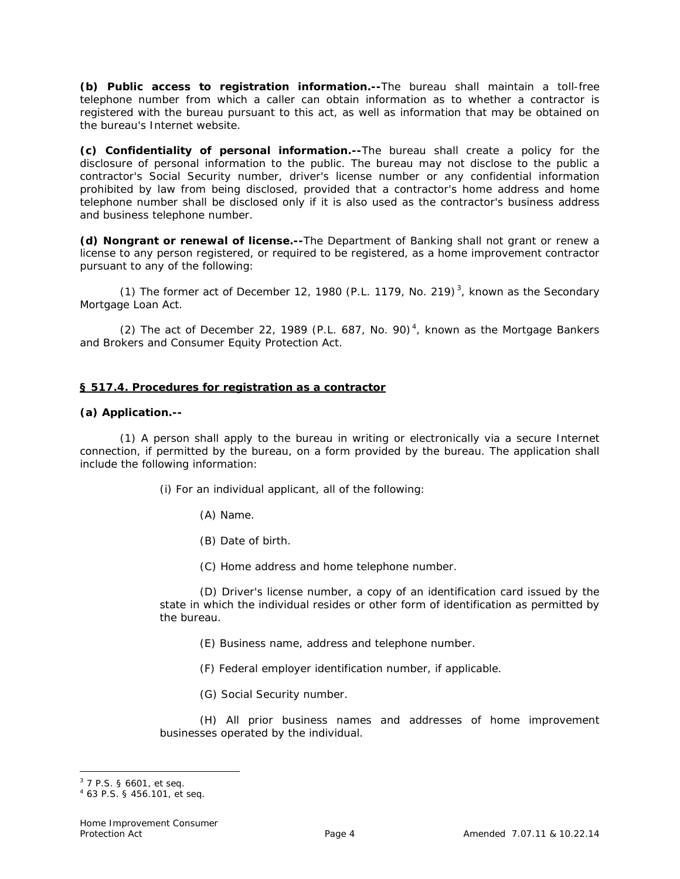**(b) Public access to registration information.--**The bureau shall maintain a toll-free telephone number from which a caller can obtain information as to whether a contractor is registered with the bureau pursuant to this act, as well as information that may be obtained on the bureau's Internet website.

**(c) Confidentiality of personal information.--**The bureau shall create a policy for the disclosure of personal information to the public. The bureau may not disclose to the public a contractor's Social Security number, driver's license number or any confidential information prohibited by law from being disclosed, provided that a contractor's home address and home telephone number shall be disclosed only if it is also used as the contractor's business address and business telephone number.

**(d) Nongrant or renewal of license.--**The Department of Banking shall not grant or renew a license to any person registered, or required to be registered, as a home improvement contractor pursuant to any of the following:

(1) The former act of December 12, 1980 (P.L. 1179, No. 219)[3], known as the Secondary Mortgage Loan Act.

(2) The act of December 22, 1989 (P.L. 687, No. 90)[4], known as the Mortgage Bankers and Brokers and Consumer Equity Protection Act.

## § 517.4. Procedures for registration as a contractor

**(a) Application.--**

(1) A person shall apply to the bureau in writing or electronically via a secure Internet connection, if permitted by the bureau, on a form provided by the bureau. The application shall include the following information:

(i) For an individual applicant, all of the following:

(A) Name.

(B) Date of birth.

(C) Home address and home telephone number.

(D) Driver's license number, a copy of an identification card issued by the state in which the individual resides or other form of identification as permitted by the bureau.

(E) Business name, address and telephone number.

(F) Federal employer identification number, if applicable.

(G) Social Security number.

(H) All prior business names and addresses of home improvement businesses operated by the individual.

---

[3] 7 P.S. § 6601, et seq.

[4] 63 P.S. § 456.101, et seq.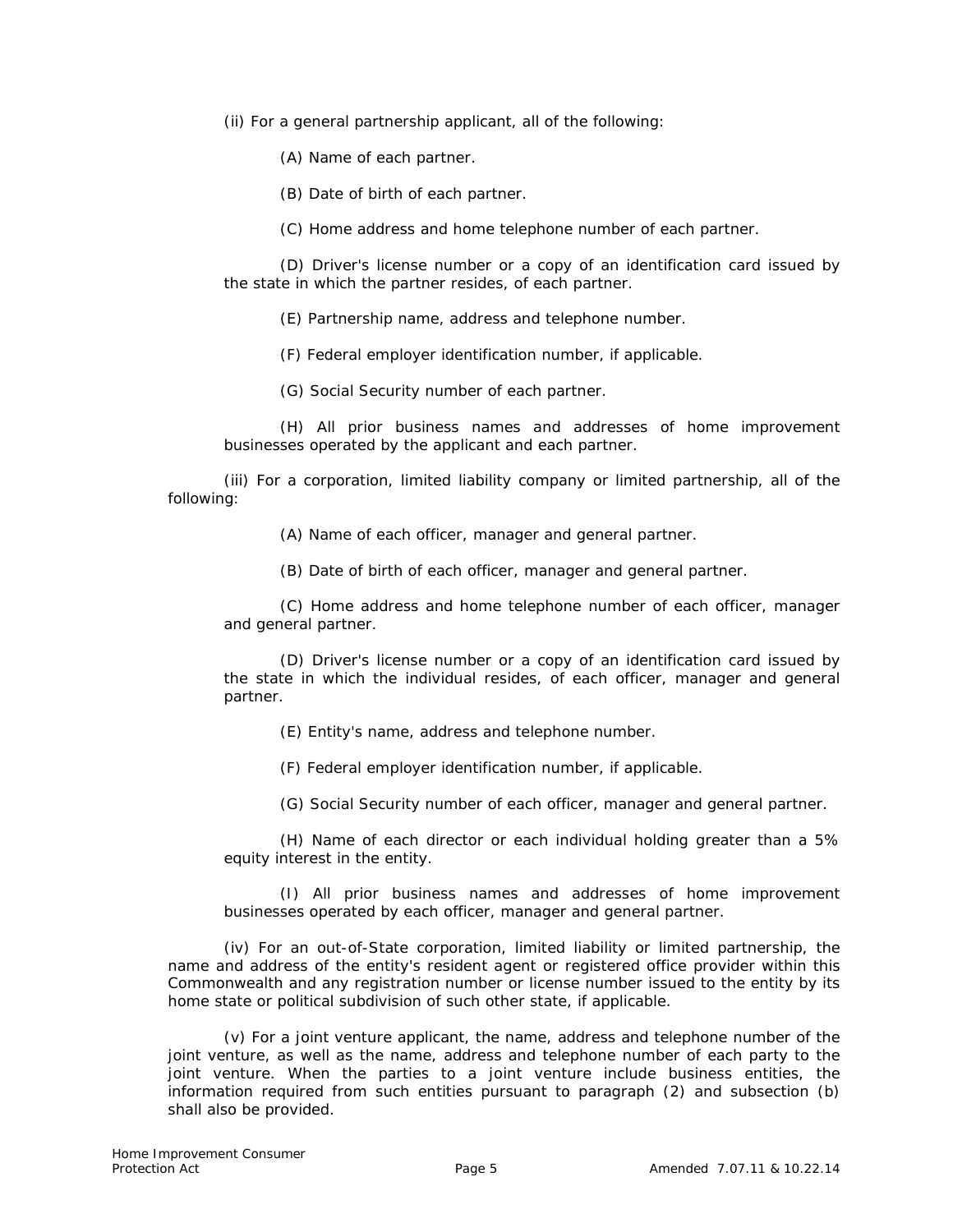(ii) For a general partnership applicant, all of the following:

(A) Name of each partner.

(B) Date of birth of each partner.

(C) Home address and home telephone number of each partner.

(D) Driver's license number or a copy of an identification card issued by the state in which the partner resides, of each partner.

(E) Partnership name, address and telephone number.

(F) Federal employer identification number, if applicable.

(G) Social Security number of each partner.

(H) All prior business names and addresses of home improvement businesses operated by the applicant and each partner.

(iii) For a corporation, limited liability company or limited partnership, all of the following:

(A) Name of each officer, manager and general partner.

(B) Date of birth of each officer, manager and general partner.

(C) Home address and home telephone number of each officer, manager and general partner.

(D) Driver's license number or a copy of an identification card issued by the state in which the individual resides, of each officer, manager and general partner.

(E) Entity's name, address and telephone number.

(F) Federal employer identification number, if applicable.

(G) Social Security number of each officer, manager and general partner.

(H) Name of each director or each individual holding greater than a 5% equity interest in the entity.

(I) All prior business names and addresses of home improvement businesses operated by each officer, manager and general partner.

(iv) For an out-of-State corporation, limited liability or limited partnership, the name and address of the entity's resident agent or registered office provider within this Commonwealth and any registration number or license number issued to the entity by its home state or political subdivision of such other state, if applicable.

(v) For a joint venture applicant, the name, address and telephone number of the joint venture, as well as the name, address and telephone number of each party to the joint venture. When the parties to a joint venture include business entities, the information required from such entities pursuant to paragraph (2) and subsection (b) shall also be provided.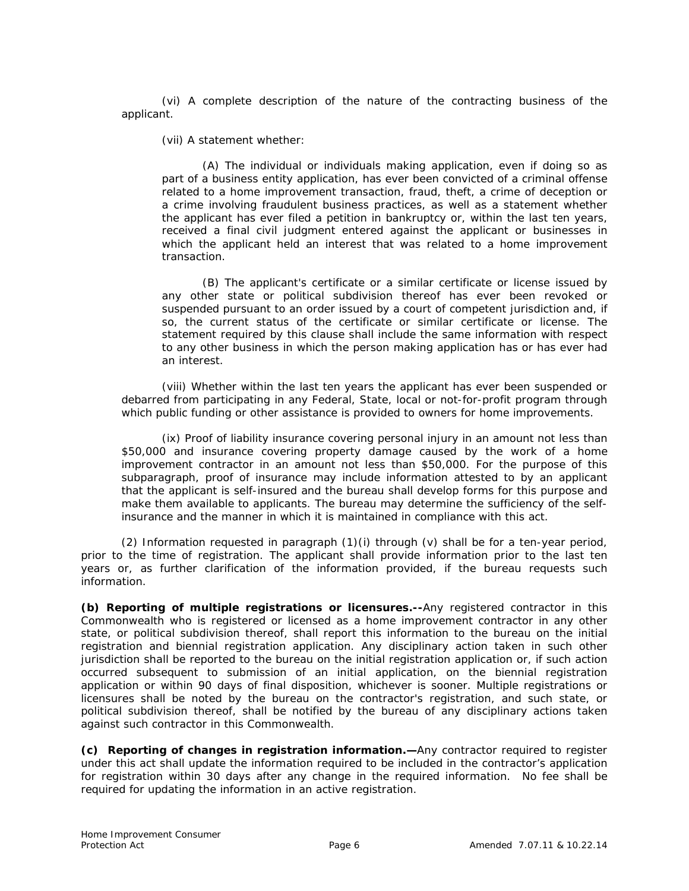(vi) A complete description of the nature of the contracting business of the applicant.

(vii) A statement whether:

(A) The individual or individuals making application, even if doing so as part of a business entity application, has ever been convicted of a criminal offense related to a home improvement transaction, fraud, theft, a crime of deception or a crime involving fraudulent business practices, as well as a statement whether the applicant has ever filed a petition in bankruptcy or, within the last ten years, received a final civil judgment entered against the applicant or businesses in which the applicant held an interest that was related to a home improvement transaction.

(B) The applicant's certificate or a similar certificate or license issued by any other state or political subdivision thereof has ever been revoked or suspended pursuant to an order issued by a court of competent jurisdiction and, if so, the current status of the certificate or similar certificate or license. The statement required by this clause shall include the same information with respect to any other business in which the person making application has or has ever had an interest.

(viii) Whether within the last ten years the applicant has ever been suspended or debarred from participating in any Federal, State, local or not-for-profit program through which public funding or other assistance is provided to owners for home improvements.

(ix) Proof of liability insurance covering personal injury in an amount not less than $50,000 and insurance covering property damage caused by the work of a home improvement contractor in an amount not less than $50,000. For the purpose of this subparagraph, proof of insurance may include information attested to by an applicant that the applicant is self-insured and the bureau shall develop forms for this purpose and make them available to applicants. The bureau may determine the sufficiency of the self-insurance and the manner in which it is maintained in compliance with this act.

(2) Information requested in paragraph (1)(i) through (v) shall be for a ten-year period, prior to the time of registration. The applicant shall provide information prior to the last ten years or, as further clarification of the information provided, if the bureau requests such information.

**(b) Reporting of multiple registrations or licensures.--**Any registered contractor in this Commonwealth who is registered or licensed as a home improvement contractor in any other state, or political subdivision thereof, shall report this information to the bureau on the initial registration and biennial registration application. Any disciplinary action taken in such other jurisdiction shall be reported to the bureau on the initial registration application or, if such action occurred subsequent to submission of an initial application, on the biennial registration application or within 90 days of final disposition, whichever is sooner. Multiple registrations or licensures shall be noted by the bureau on the contractor's registration, and such state, or political subdivision thereof, shall be notified by the bureau of any disciplinary actions taken against such contractor in this Commonwealth.

**(c) Reporting of changes in registration information.—**Any contractor required to register under this act shall update the information required to be included in the contractor's application for registration within 30 days after any change in the required information. No fee shall be required for updating the information in an active registration.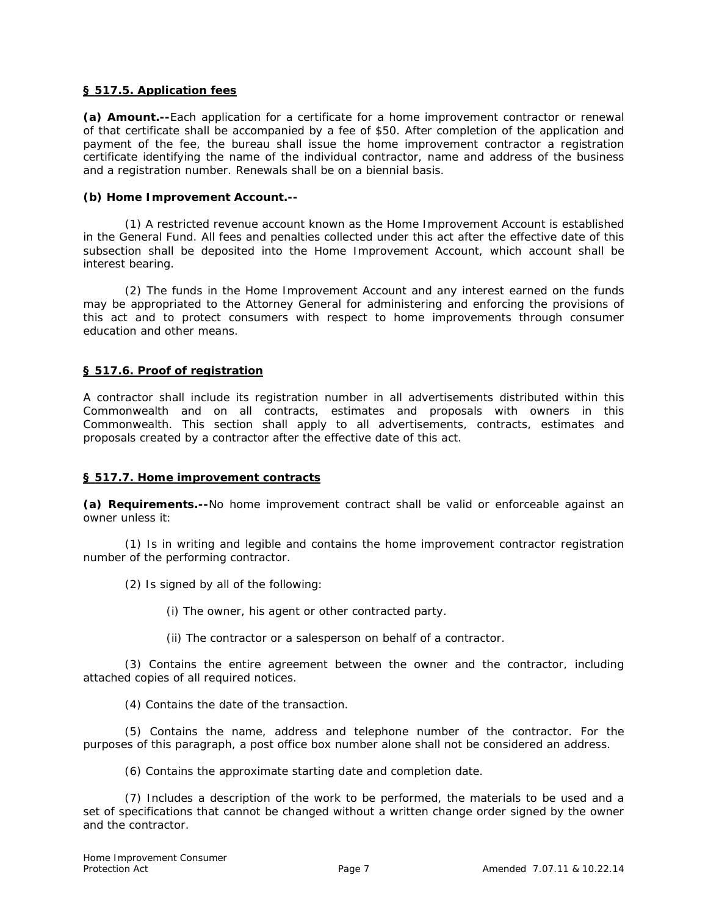## § 517.5. Application fees

**(a) Amount.--**Each application for a certificate for a home improvement contractor or renewal of that certificate shall be accompanied by a fee of $50. After completion of the application and payment of the fee, the bureau shall issue the home improvement contractor a registration certificate identifying the name of the individual contractor, name and address of the business and a registration number. Renewals shall be on a biennial basis.

**(b) Home Improvement Account.--**

(1) A restricted revenue account known as the Home Improvement Account is established in the General Fund. All fees and penalties collected under this act after the effective date of this subsection shall be deposited into the Home Improvement Account, which account shall be interest bearing.

(2) The funds in the Home Improvement Account and any interest earned on the funds may be appropriated to the Attorney General for administering and enforcing the provisions of this act and to protect consumers with respect to home improvements through consumer education and other means.

## § 517.6. Proof of registration

A contractor shall include its registration number in all advertisements distributed within this Commonwealth and on all contracts, estimates and proposals with owners in this Commonwealth. This section shall apply to all advertisements, contracts, estimates and proposals created by a contractor after the effective date of this act.

## § 517.7. Home improvement contracts

**(a) Requirements.--**No home improvement contract shall be valid or enforceable against an owner unless it:

(1) Is in writing and legible and contains the home improvement contractor registration number of the performing contractor.

(2) Is signed by all of the following:

(i) The owner, his agent or other contracted party.

(ii) The contractor or a salesperson on behalf of a contractor.

(3) Contains the entire agreement between the owner and the contractor, including attached copies of all required notices.

(4) Contains the date of the transaction.

(5) Contains the name, address and telephone number of the contractor. For the purposes of this paragraph, a post office box number alone shall not be considered an address.

(6) Contains the approximate starting date and completion date.

(7) Includes a description of the work to be performed, the materials to be used and a set of specifications that cannot be changed without a written change order signed by the owner and the contractor.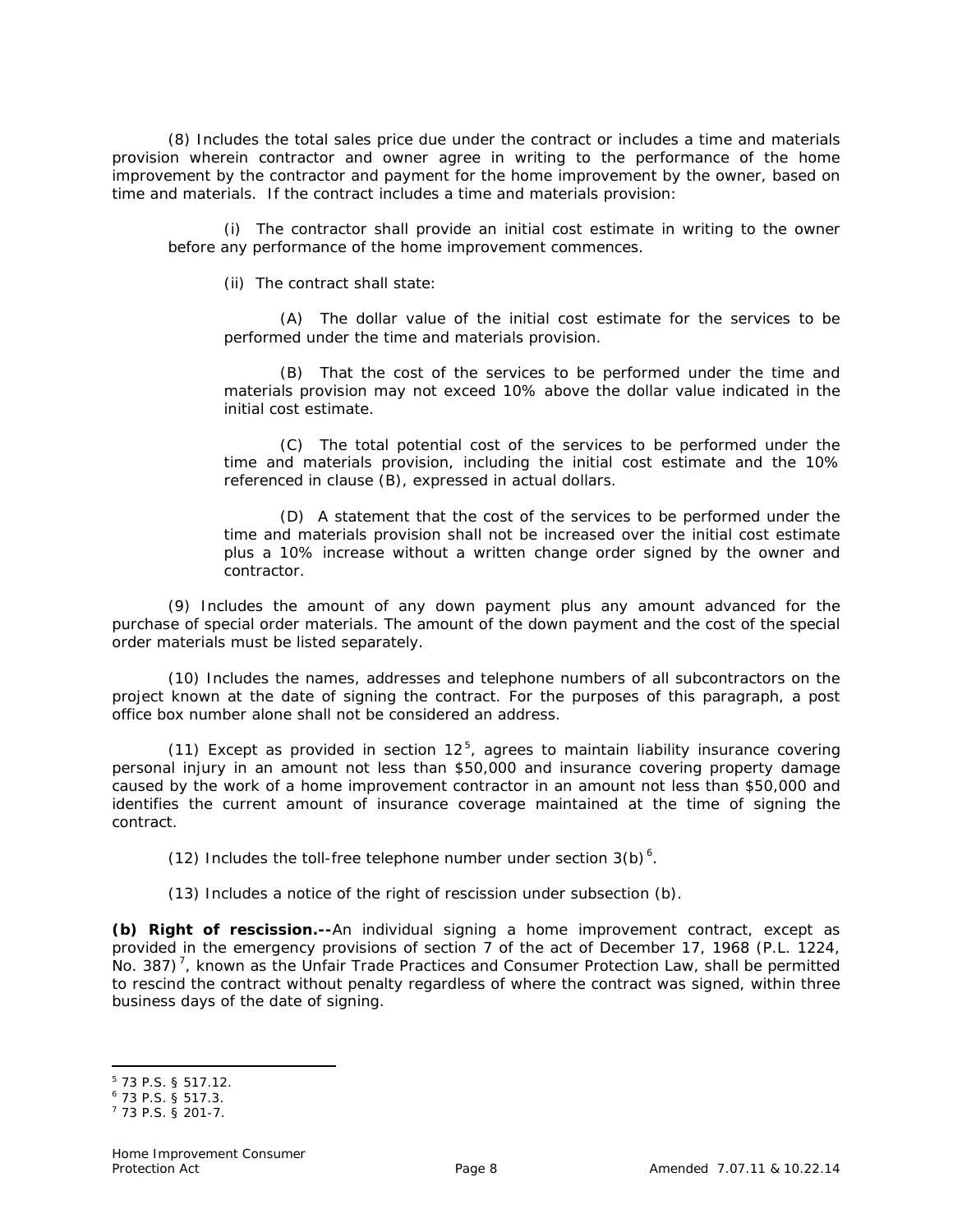(8) Includes the total sales price due under the contract or includes a time and materials provision wherein contractor and owner agree in writing to the performance of the home improvement by the contractor and payment for the home improvement by the owner, based on time and materials. If the contract includes a time and materials provision:

(i) The contractor shall provide an initial cost estimate in writing to the owner before any performance of the home improvement commences.

(ii) The contract shall state:

(A) The dollar value of the initial cost estimate for the services to be performed under the time and materials provision.

(B) That the cost of the services to be performed under the time and materials provision may not exceed 10% above the dollar value indicated in the initial cost estimate.

(C) The total potential cost of the services to be performed under the time and materials provision, including the initial cost estimate and the 10% referenced in clause (B), expressed in actual dollars.

(D) A statement that the cost of the services to be performed under the time and materials provision shall not be increased over the initial cost estimate plus a 10% increase without a written change order signed by the owner and contractor.

(9) Includes the amount of any down payment plus any amount advanced for the purchase of special order materials. The amount of the down payment and the cost of the special order materials must be listed separately.

(10) Includes the names, addresses and telephone numbers of all subcontractors on the project known at the date of signing the contract. For the purposes of this paragraph, a post office box number alone shall not be considered an address.

(11) Except as provided in section 12[5], agrees to maintain liability insurance covering personal injury in an amount not less than $50,000 and insurance covering property damage caused by the work of a home improvement contractor in an amount not less than $50,000 and identifies the current amount of insurance coverage maintained at the time of signing the contract.

(12) Includes the toll-free telephone number under section 3(b)[6].

(13) Includes a notice of the right of rescission under subsection (b).

**(b) Right of rescission.--**An individual signing a home improvement contract, except as provided in the emergency provisions of section 7 of the act of December 17, 1968 (P.L. 1224, No. 387)[7], known as the Unfair Trade Practices and Consumer Protection Law, shall be permitted to rescind the contract without penalty regardless of where the contract was signed, within three business days of the date of signing.

---

[5] 73 P.S. § 517.12.
[6] 73 P.S. § 517.3.
[7] 73 P.S. § 201-7.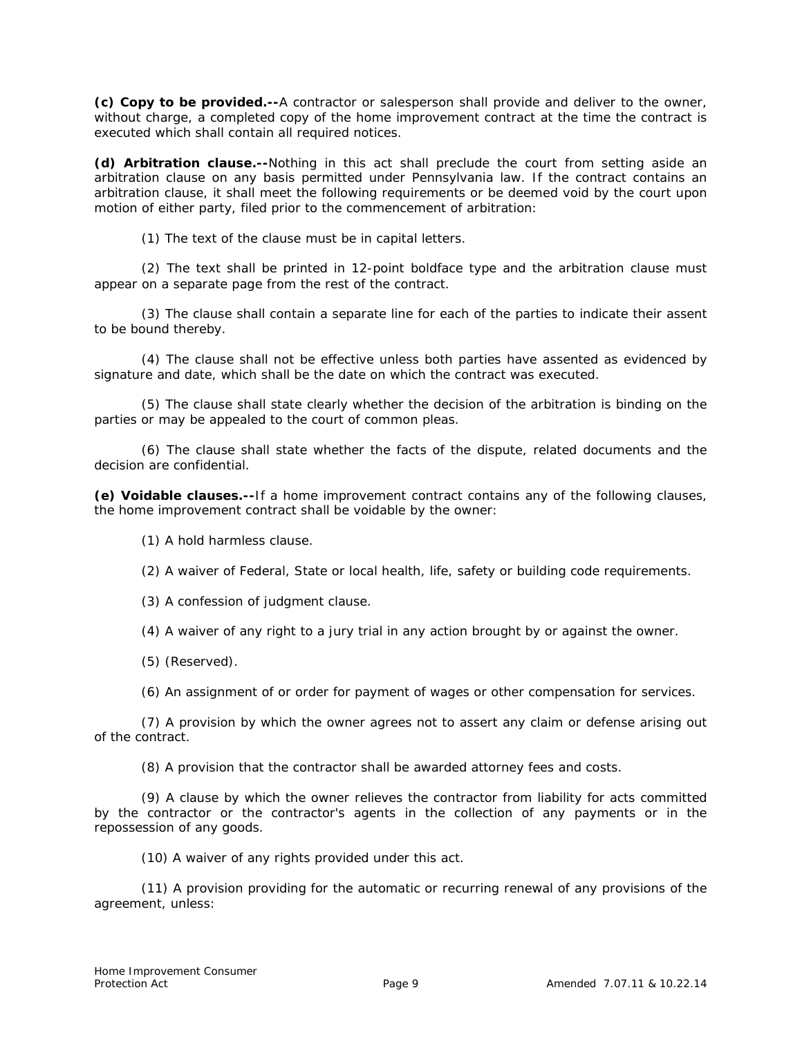**(c) Copy to be provided.--**A contractor or salesperson shall provide and deliver to the owner, without charge, a completed copy of the home improvement contract at the time the contract is executed which shall contain all required notices.

**(d) Arbitration clause.--**Nothing in this act shall preclude the court from setting aside an arbitration clause on any basis permitted under Pennsylvania law. If the contract contains an arbitration clause, it shall meet the following requirements or be deemed void by the court upon motion of either party, filed prior to the commencement of arbitration:

(1) The text of the clause must be in capital letters.

(2) The text shall be printed in 12-point boldface type and the arbitration clause must appear on a separate page from the rest of the contract.

(3) The clause shall contain a separate line for each of the parties to indicate their assent to be bound thereby.

(4) The clause shall not be effective unless both parties have assented as evidenced by signature and date, which shall be the date on which the contract was executed.

(5) The clause shall state clearly whether the decision of the arbitration is binding on the parties or may be appealed to the court of common pleas.

(6) The clause shall state whether the facts of the dispute, related documents and the decision are confidential.

**(e) Voidable clauses.--**If a home improvement contract contains any of the following clauses, the home improvement contract shall be voidable by the owner:

(1) A hold harmless clause.

(2) A waiver of Federal, State or local health, life, safety or building code requirements.

(3) A confession of judgment clause.

(4) A waiver of any right to a jury trial in any action brought by or against the owner.

(5) (Reserved).

(6) An assignment of or order for payment of wages or other compensation for services.

(7) A provision by which the owner agrees not to assert any claim or defense arising out of the contract.

(8) A provision that the contractor shall be awarded attorney fees and costs.

(9) A clause by which the owner relieves the contractor from liability for acts committed by the contractor or the contractor's agents in the collection of any payments or in the repossession of any goods.

(10) A waiver of any rights provided under this act.

(11) A provision providing for the automatic or recurring renewal of any provisions of the agreement, unless: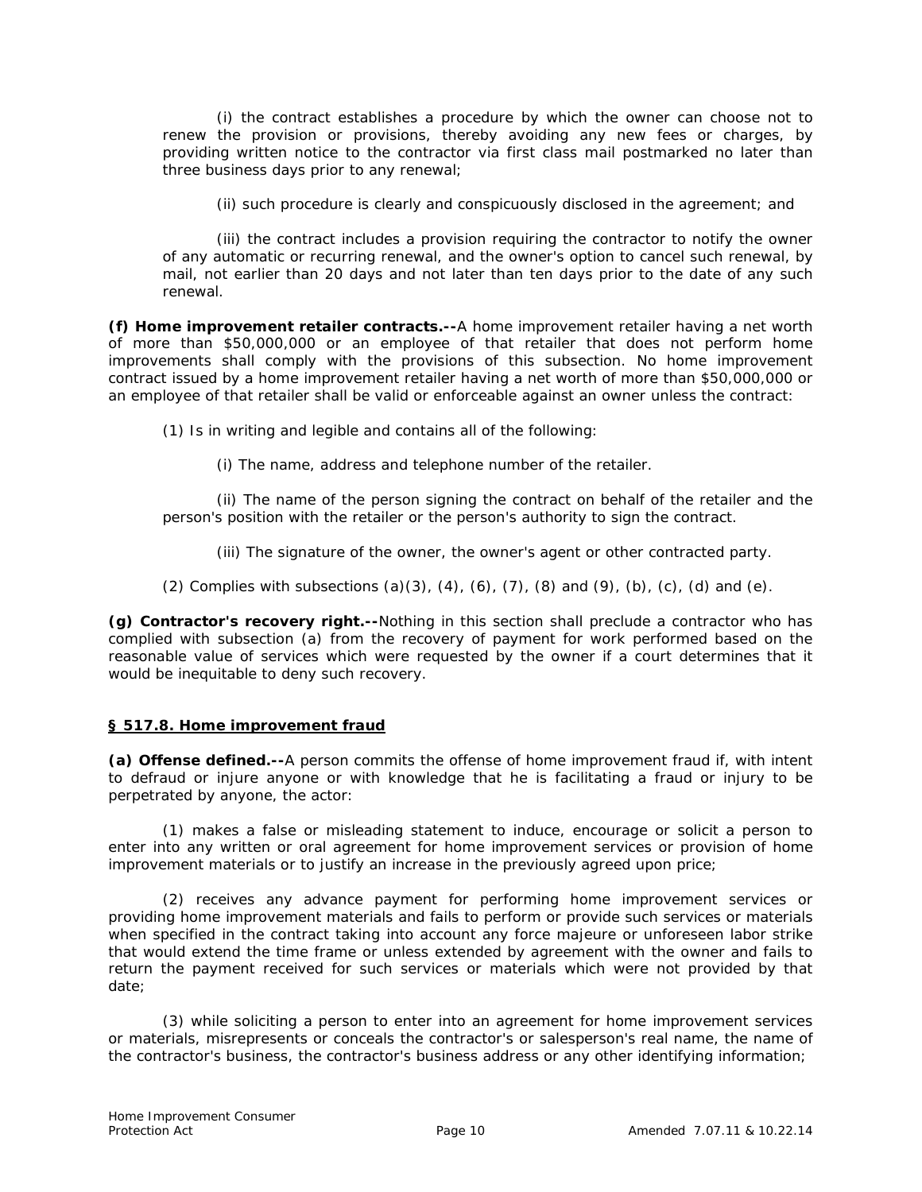(i) the contract establishes a procedure by which the owner can choose not to renew the provision or provisions, thereby avoiding any new fees or charges, by providing written notice to the contractor via first class mail postmarked no later than three business days prior to any renewal;

(ii) such procedure is clearly and conspicuously disclosed in the agreement; and

(iii) the contract includes a provision requiring the contractor to notify the owner of any automatic or recurring renewal, and the owner's option to cancel such renewal, by mail, not earlier than 20 days and not later than ten days prior to the date of any such renewal.

***(f) Home improvement retailer contracts.--***A home improvement retailer having a net worth of more than $50,000,000 or an employee of that retailer that does not perform home improvements shall comply with the provisions of this subsection. No home improvement contract issued by a home improvement retailer having a net worth of more than $50,000,000 or an employee of that retailer shall be valid or enforceable against an owner unless the contract:

(1) Is in writing and legible and contains all of the following:

(i) The name, address and telephone number of the retailer.

(ii) The name of the person signing the contract on behalf of the retailer and the person's position with the retailer or the person's authority to sign the contract.

(iii) The signature of the owner, the owner's agent or other contracted party.

(2) Complies with subsections (a)(3), (4), (6), (7), (8) and (9), (b), (c), (d) and (e).

***(g) Contractor's recovery right.--***Nothing in this section shall preclude a contractor who has complied with subsection (a) from the recovery of payment for work performed based on the reasonable value of services which were requested by the owner if a court determines that it would be inequitable to deny such recovery.

## § 517.8. Home improvement fraud

**(a) Offense defined.--**A person commits the offense of home improvement fraud if, with intent to defraud or injure anyone or with knowledge that he is facilitating a fraud or injury to be perpetrated by anyone, the actor:

(1) makes a false or misleading statement to induce, encourage or solicit a person to enter into any written or oral agreement for home improvement services or provision of home improvement materials or to justify an increase in the previously agreed upon price;

(2) receives any advance payment for performing home improvement services or providing home improvement materials and fails to perform or provide such services or materials when specified in the contract taking into account any force majeure or unforeseen labor strike that would extend the time frame or unless extended by agreement with the owner and fails to return the payment received for such services or materials which were not provided by that date;

(3) while soliciting a person to enter into an agreement for home improvement services or materials, misrepresents or conceals the contractor's or salesperson's real name, the name of the contractor's business, the contractor's business address or any other identifying information;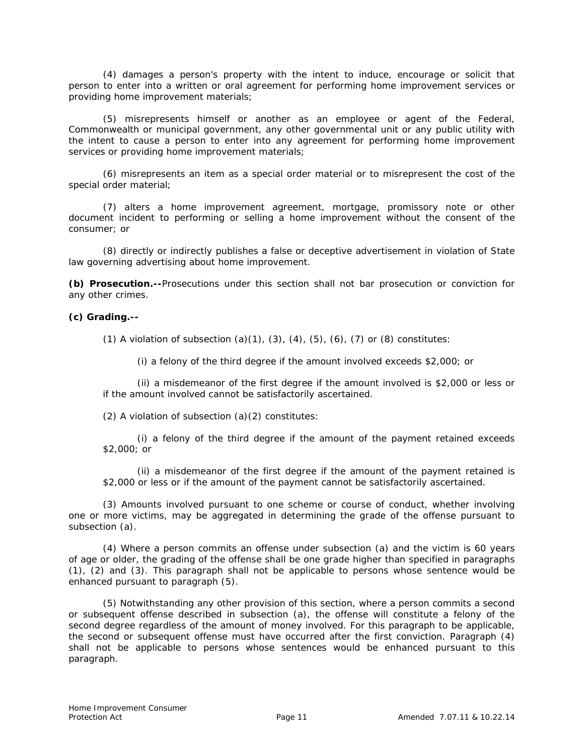(4) damages a person's property with the intent to induce, encourage or solicit that person to enter into a written or oral agreement for performing home improvement services or providing home improvement materials;

(5) misrepresents himself or another as an employee or agent of the Federal, Commonwealth or municipal government, any other governmental unit or any public utility with the intent to cause a person to enter into any agreement for performing home improvement services or providing home improvement materials;

(6) misrepresents an item as a special order material or to misrepresent the cost of the special order material;

(7) alters a home improvement agreement, mortgage, promissory note or other document incident to performing or selling a home improvement without the consent of the consumer; or

(8) directly or indirectly publishes a false or deceptive advertisement in violation of State law governing advertising about home improvement.

**(b) Prosecution.--**Prosecutions under this section shall not bar prosecution or conviction for any other crimes.

**(c) Grading.--**

(1) A violation of subsection (a)(1), (3), (4), (5), (6), (7) or (8) constitutes:

(i) a felony of the third degree if the amount involved exceeds $2,000; or

(ii) a misdemeanor of the first degree if the amount involved is $2,000 or less or if the amount involved cannot be satisfactorily ascertained.

(2) A violation of subsection (a)(2) constitutes:

(i) a felony of the third degree if the amount of the payment retained exceeds $2,000; or

(ii) a misdemeanor of the first degree if the amount of the payment retained is $2,000 or less or if the amount of the payment cannot be satisfactorily ascertained.

(3) Amounts involved pursuant to one scheme or course of conduct, whether involving one or more victims, may be aggregated in determining the grade of the offense pursuant to subsection (a).

(4) Where a person commits an offense under subsection (a) and the victim is 60 years of age or older, the grading of the offense shall be one grade higher than specified in paragraphs (1), (2) and (3). This paragraph shall not be applicable to persons whose sentence would be enhanced pursuant to paragraph (5).

(5) Notwithstanding any other provision of this section, where a person commits a second or subsequent offense described in subsection (a), the offense will constitute a felony of the second degree regardless of the amount of money involved. For this paragraph to be applicable, the second or subsequent offense must have occurred after the first conviction. Paragraph (4) shall not be applicable to persons whose sentences would be enhanced pursuant to this paragraph.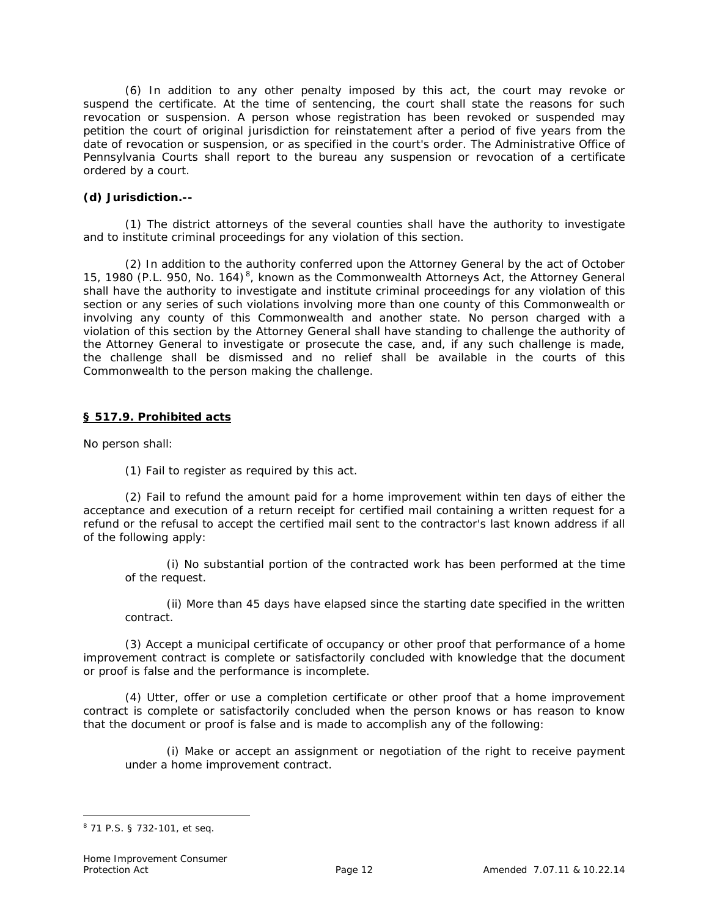(6) In addition to any other penalty imposed by this act, the court may revoke or suspend the certificate. At the time of sentencing, the court shall state the reasons for such revocation or suspension. A person whose registration has been revoked or suspended may petition the court of original jurisdiction for reinstatement after a period of five years from the date of revocation or suspension, or as specified in the court's order. The Administrative Office of Pennsylvania Courts shall report to the bureau any suspension or revocation of a certificate ordered by a court.

**(d) Jurisdiction.--**

(1) The district attorneys of the several counties shall have the authority to investigate and to institute criminal proceedings for any violation of this section.

(2) In addition to the authority conferred upon the Attorney General by the act of October 15, 1980 (P.L. 950, No. 164)[8], known as the Commonwealth Attorneys Act, the Attorney General shall have the authority to investigate and institute criminal proceedings for any violation of this section or any series of such violations involving more than one county of this Commonwealth or involving any county of this Commonwealth and another state. No person charged with a violation of this section by the Attorney General shall have standing to challenge the authority of the Attorney General to investigate or prosecute the case, and, if any such challenge is made, the challenge shall be dismissed and no relief shall be available in the courts of this Commonwealth to the person making the challenge.

## § 517.9. Prohibited acts

No person shall:

(1) Fail to register as required by this act.

(2) Fail to refund the amount paid for a home improvement within ten days of either the acceptance and execution of a return receipt for certified mail containing a written request for a refund or the refusal to accept the certified mail sent to the contractor's last known address if all of the following apply:

(i) No substantial portion of the contracted work has been performed at the time of the request.

(ii) More than 45 days have elapsed since the starting date specified in the written contract.

(3) Accept a municipal certificate of occupancy or other proof that performance of a home improvement contract is complete or satisfactorily concluded with knowledge that the document or proof is false and the performance is incomplete.

(4) Utter, offer or use a completion certificate or other proof that a home improvement contract is complete or satisfactorily concluded when the person knows or has reason to know that the document or proof is false and is made to accomplish any of the following:

(i) Make or accept an assignment or negotiation of the right to receive payment under a home improvement contract.

---

[8] 71 P.S. § 732-101, et seq.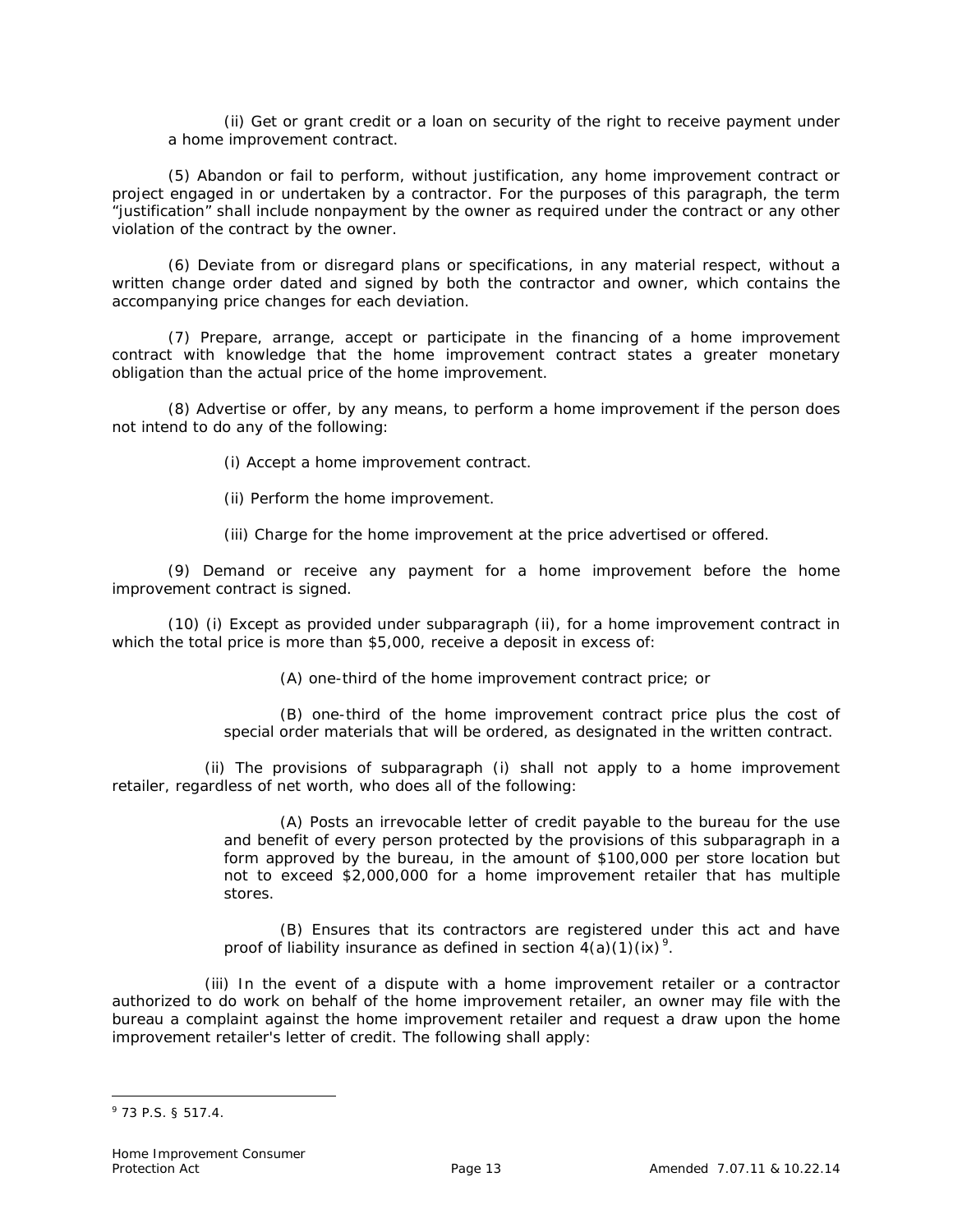(ii) Get or grant credit or a loan on security of the right to receive payment under a home improvement contract.

(5) Abandon or fail to perform, without justification, any home improvement contract or project engaged in or undertaken by a contractor. For the purposes of this paragraph, the term "justification" shall include nonpayment by the owner as required under the contract or any other violation of the contract by the owner.

(6) Deviate from or disregard plans or specifications, in any material respect, without a written change order dated and signed by both the contractor and owner, which contains the accompanying price changes for each deviation.

(7) Prepare, arrange, accept or participate in the financing of a home improvement contract with knowledge that the home improvement contract states a greater monetary obligation than the actual price of the home improvement.

(8) Advertise or offer, by any means, to perform a home improvement if the person does not intend to do any of the following:

(i) Accept a home improvement contract.

(ii) Perform the home improvement.

(iii) Charge for the home improvement at the price advertised or offered.

(9) Demand or receive any payment for a home improvement before the home improvement contract is signed.

(10) (i) Except as provided under subparagraph (ii), for a home improvement contract in which the total price is more than $5,000, receive a deposit in excess of:

(A) one-third of the home improvement contract price; or

(B) one-third of the home improvement contract price plus the cost of special order materials that will be ordered, as designated in the written contract.

(ii) The provisions of subparagraph (i) shall not apply to a home improvement retailer, regardless of net worth, who does all of the following:

(A) Posts an irrevocable letter of credit payable to the bureau for the use and benefit of every person protected by the provisions of this subparagraph in a form approved by the bureau, in the amount of $100,000 per store location but not to exceed $2,000,000 for a home improvement retailer that has multiple stores.

(B) Ensures that its contractors are registered under this act and have proof of liability insurance as defined in section 4(a)(1)(ix)[9].

(iii) In the event of a dispute with a home improvement retailer or a contractor authorized to do work on behalf of the home improvement retailer, an owner may file with the bureau a complaint against the home improvement retailer and request a draw upon the home improvement retailer's letter of credit. The following shall apply:

---

[9] 73 P.S. § 517.4.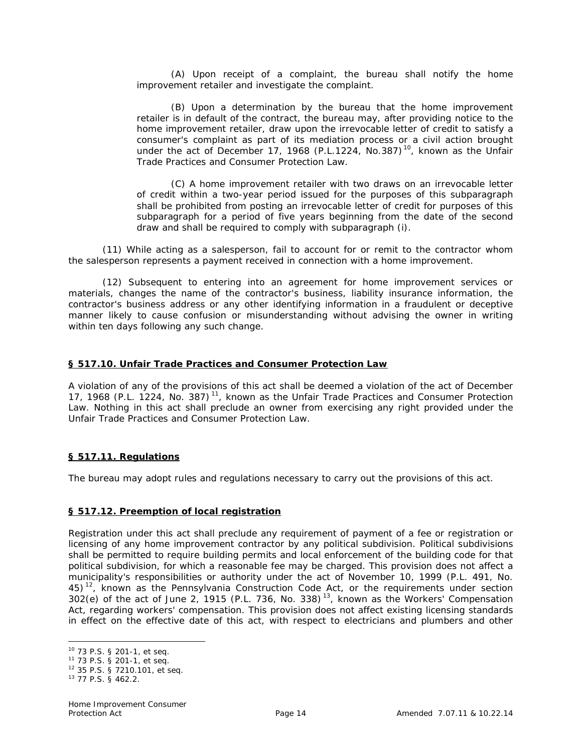(A) Upon receipt of a complaint, the bureau shall notify the home improvement retailer and investigate the complaint.

(B) Upon a determination by the bureau that the home improvement retailer is in default of the contract, the bureau may, after providing notice to the home improvement retailer, draw upon the irrevocable letter of credit to satisfy a consumer's complaint as part of its mediation process or a civil action brought under the act of December 17, 1968 (P.L.1224, No.387)[10], known as the Unfair Trade Practices and Consumer Protection Law.

(C) A home improvement retailer with two draws on an irrevocable letter of credit within a two-year period issued for the purposes of this subparagraph shall be prohibited from posting an irrevocable letter of credit for purposes of this subparagraph for a period of five years beginning from the date of the second draw and shall be required to comply with subparagraph (i).

(11) While acting as a salesperson, fail to account for or remit to the contractor whom the salesperson represents a payment received in connection with a home improvement.

(12) Subsequent to entering into an agreement for home improvement services or materials, changes the name of the contractor's business, liability insurance information, the contractor's business address or any other identifying information in a fraudulent or deceptive manner likely to cause confusion or misunderstanding without advising the owner in writing within ten days following any such change.

## § 517.10. Unfair Trade Practices and Consumer Protection Law

A violation of any of the provisions of this act shall be deemed a violation of the act of December 17, 1968 (P.L. 1224, No. 387)[11], known as the Unfair Trade Practices and Consumer Protection Law. Nothing in this act shall preclude an owner from exercising any right provided under the Unfair Trade Practices and Consumer Protection Law.

## § 517.11. Regulations

The bureau may adopt rules and regulations necessary to carry out the provisions of this act.

## § 517.12. Preemption of local registration

Registration under this act shall preclude any requirement of payment of a fee or registration or licensing of any home improvement contractor by any political subdivision. Political subdivisions shall be permitted to require building permits and local enforcement of the building code for that political subdivision, for which a reasonable fee may be charged. This provision does not affect a municipality's responsibilities or authority under the act of November 10, 1999 (P.L. 491, No. 45)[12], known as the Pennsylvania Construction Code Act, or the requirements under section 302(e) of the act of June 2, 1915 (P.L. 736, No. 338)[13], known as the Workers' Compensation Act, regarding workers' compensation. This provision does not affect existing licensing standards in effect on the effective date of this act, with respect to electricians and plumbers and other

---

[10] 73 P.S. § 201-1, et seq.
[11] 73 P.S. § 201-1, et seq.
[12] 35 P.S. § 7210.101, et seq.
[13] 77 P.S. § 462.2.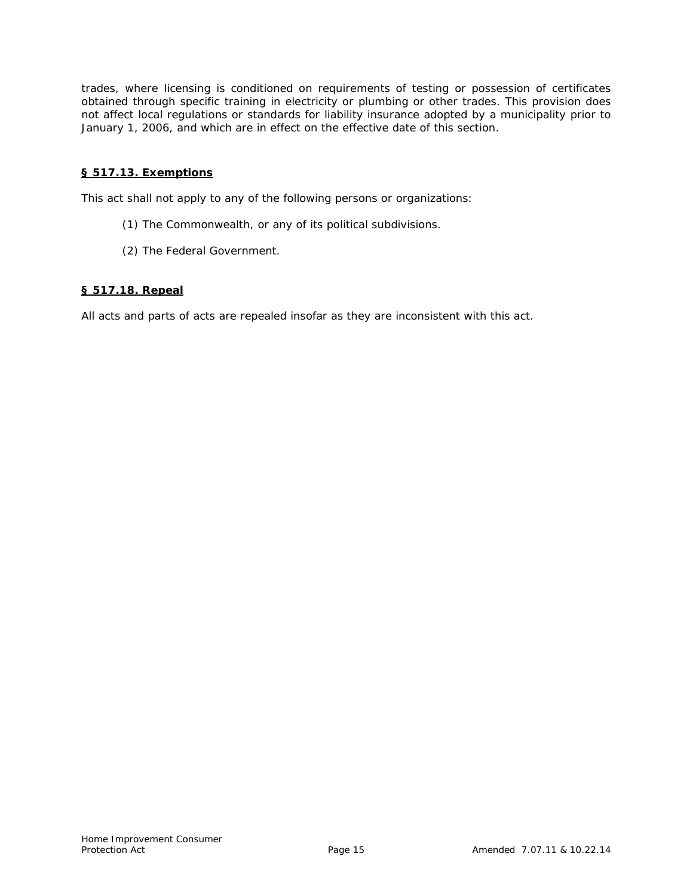trades, where licensing is conditioned on requirements of testing or possession of certificates obtained through specific training in electricity or plumbing or other trades. This provision does not affect local regulations or standards for liability insurance adopted by a municipality prior to January 1, 2006, and which are in effect on the effective date of this section.

### § 517.13. Exemptions

This act shall not apply to any of the following persons or organizations:

(1) The Commonwealth, or any of its political subdivisions.

(2) The Federal Government.

### § 517.18. Repeal

All acts and parts of acts are repealed insofar as they are inconsistent with this act.